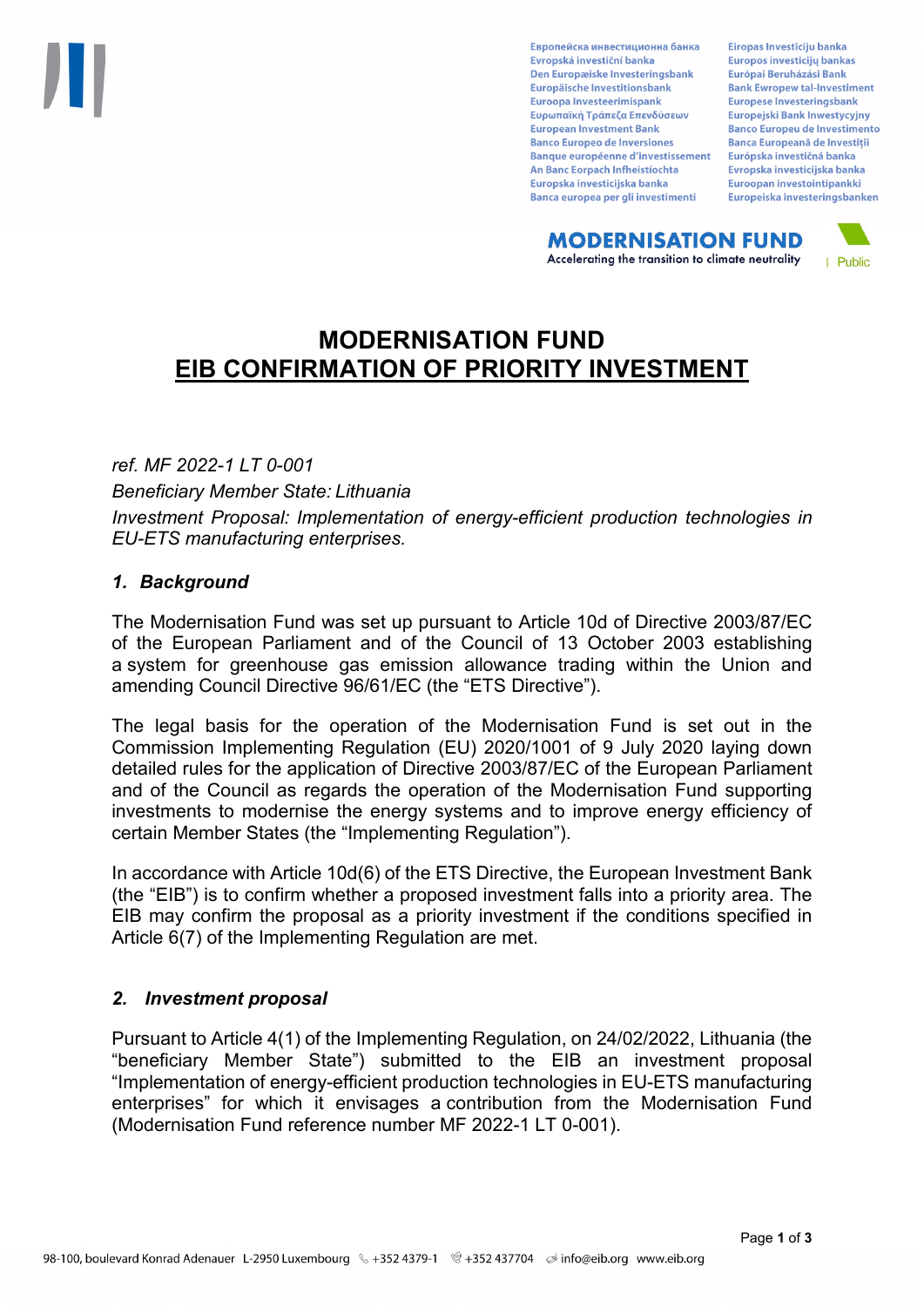# MODERNISATION FUND
# EIB CONFIRMATION OF PRIORITY INVESTMENT

*ref. MF 2022-1 LT 0-001*

*Beneficiary Member State: Lithuania*

*Investment Proposal: Implementation of energy-efficient production technologies in EU-ETS manufacturing enterprises.*

## *1. Background*

The Modernisation Fund was set up pursuant to Article 10d of Directive 2003/87/EC of the European Parliament and of the Council of 13 October 2003 establishing a system for greenhouse gas emission allowance trading within the Union and amending Council Directive 96/61/EC (the "ETS Directive").

The legal basis for the operation of the Modernisation Fund is set out in the Commission Implementing Regulation (EU) 2020/1001 of 9 July 2020 laying down detailed rules for the application of Directive 2003/87/EC of the European Parliament and of the Council as regards the operation of the Modernisation Fund supporting investments to modernise the energy systems and to improve energy efficiency of certain Member States (the "Implementing Regulation").

In accordance with Article 10d(6) of the ETS Directive, the European Investment Bank (the "EIB") is to confirm whether a proposed investment falls into a priority area. The EIB may confirm the proposal as a priority investment if the conditions specified in Article 6(7) of the Implementing Regulation are met.

## *2. Investment proposal*

Pursuant to Article 4(1) of the Implementing Regulation, on 24/02/2022, Lithuania (the "beneficiary Member State") submitted to the EIB an investment proposal "Implementation of energy-efficient production technologies in EU-ETS manufacturing enterprises" for which it envisages a contribution from the Modernisation Fund (Modernisation Fund reference number MF 2022-1 LT 0-001).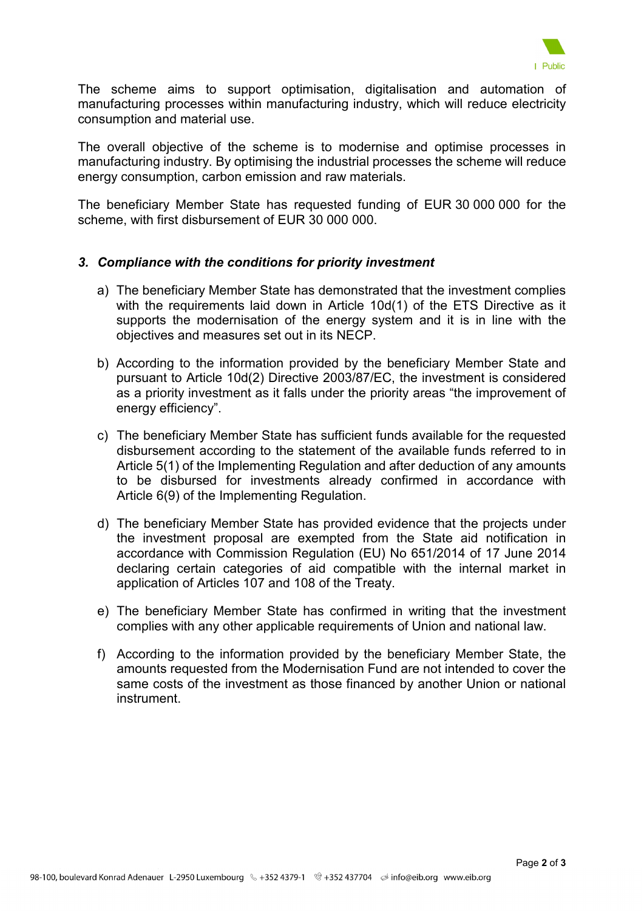The scheme aims to support optimisation, digitalisation and automation of manufacturing processes within manufacturing industry, which will reduce electricity consumption and material use.

The overall objective of the scheme is to modernise and optimise processes in manufacturing industry. By optimising the industrial processes the scheme will reduce energy consumption, carbon emission and raw materials.

The beneficiary Member State has requested funding of EUR 30 000 000 for the scheme, with first disbursement of EUR 30 000 000.

### *3. Compliance with the conditions for priority investment*

a) The beneficiary Member State has demonstrated that the investment complies with the requirements laid down in Article 10d(1) of the ETS Directive as it supports the modernisation of the energy system and it is in line with the objectives and measures set out in its NECP.

b) According to the information provided by the beneficiary Member State and pursuant to Article 10d(2) Directive 2003/87/EC, the investment is considered as a priority investment as it falls under the priority areas "the improvement of energy efficiency".

c) The beneficiary Member State has sufficient funds available for the requested disbursement according to the statement of the available funds referred to in Article 5(1) of the Implementing Regulation and after deduction of any amounts to be disbursed for investments already confirmed in accordance with Article 6(9) of the Implementing Regulation.

d) The beneficiary Member State has provided evidence that the projects under the investment proposal are exempted from the State aid notification in accordance with Commission Regulation (EU) No 651/2014 of 17 June 2014 declaring certain categories of aid compatible with the internal market in application of Articles 107 and 108 of the Treaty.

e) The beneficiary Member State has confirmed in writing that the investment complies with any other applicable requirements of Union and national law.

f) According to the information provided by the beneficiary Member State, the amounts requested from the Modernisation Fund are not intended to cover the same costs of the investment as those financed by another Union or national instrument.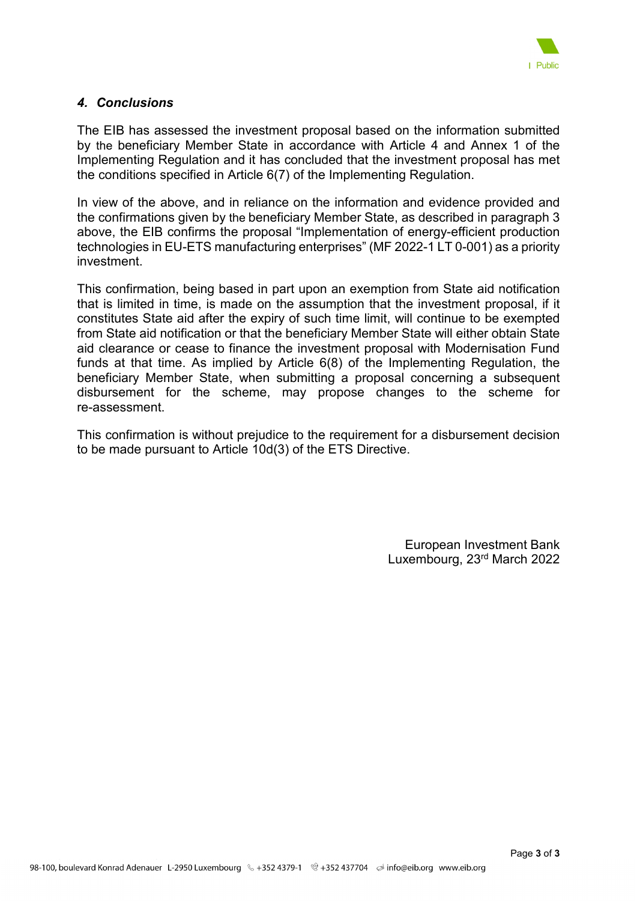### *4. Conclusions*

The EIB has assessed the investment proposal based on the information submitted by the beneficiary Member State in accordance with Article 4 and Annex 1 of the Implementing Regulation and it has concluded that the investment proposal has met the conditions specified in Article 6(7) of the Implementing Regulation.

In view of the above, and in reliance on the information and evidence provided and the confirmations given by the beneficiary Member State, as described in paragraph 3 above, the EIB confirms the proposal "Implementation of energy-efficient production technologies in EU-ETS manufacturing enterprises" (MF 2022-1 LT 0-001) as a priority investment.

This confirmation, being based in part upon an exemption from State aid notification that is limited in time, is made on the assumption that the investment proposal, if it constitutes State aid after the expiry of such time limit, will continue to be exempted from State aid notification or that the beneficiary Member State will either obtain State aid clearance or cease to finance the investment proposal with Modernisation Fund funds at that time. As implied by Article 6(8) of the Implementing Regulation, the beneficiary Member State, when submitting a proposal concerning a subsequent disbursement for the scheme, may propose changes to the scheme for re-assessment.

This confirmation is without prejudice to the requirement for a disbursement decision to be made pursuant to Article 10d(3) of the ETS Directive.

European Investment Bank
Luxembourg, 23rd March 2022